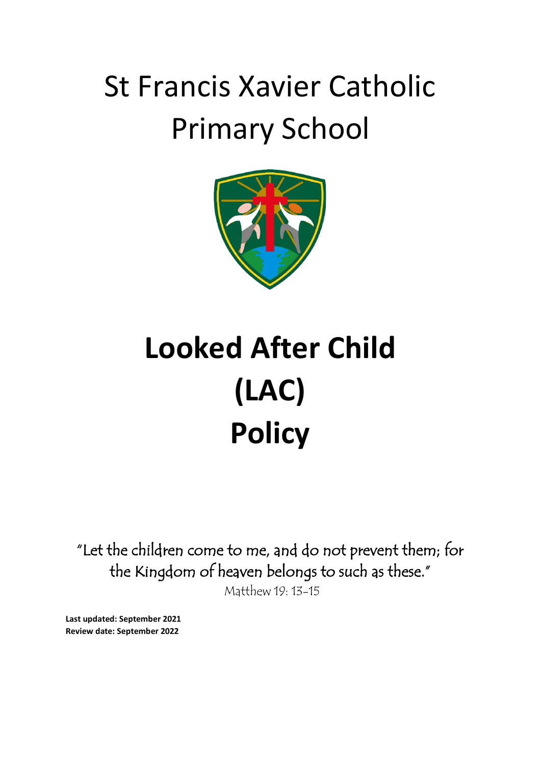# St Francis Xavier Catholic Primary School

# Looked After Child (LAC) Policy

"Let the children come to me, and do not prevent them; for the Kingdom of heaven belongs to such as these."

Matthew 19: 13-15

**Last updated: September 2021**
**Review date: September 2022**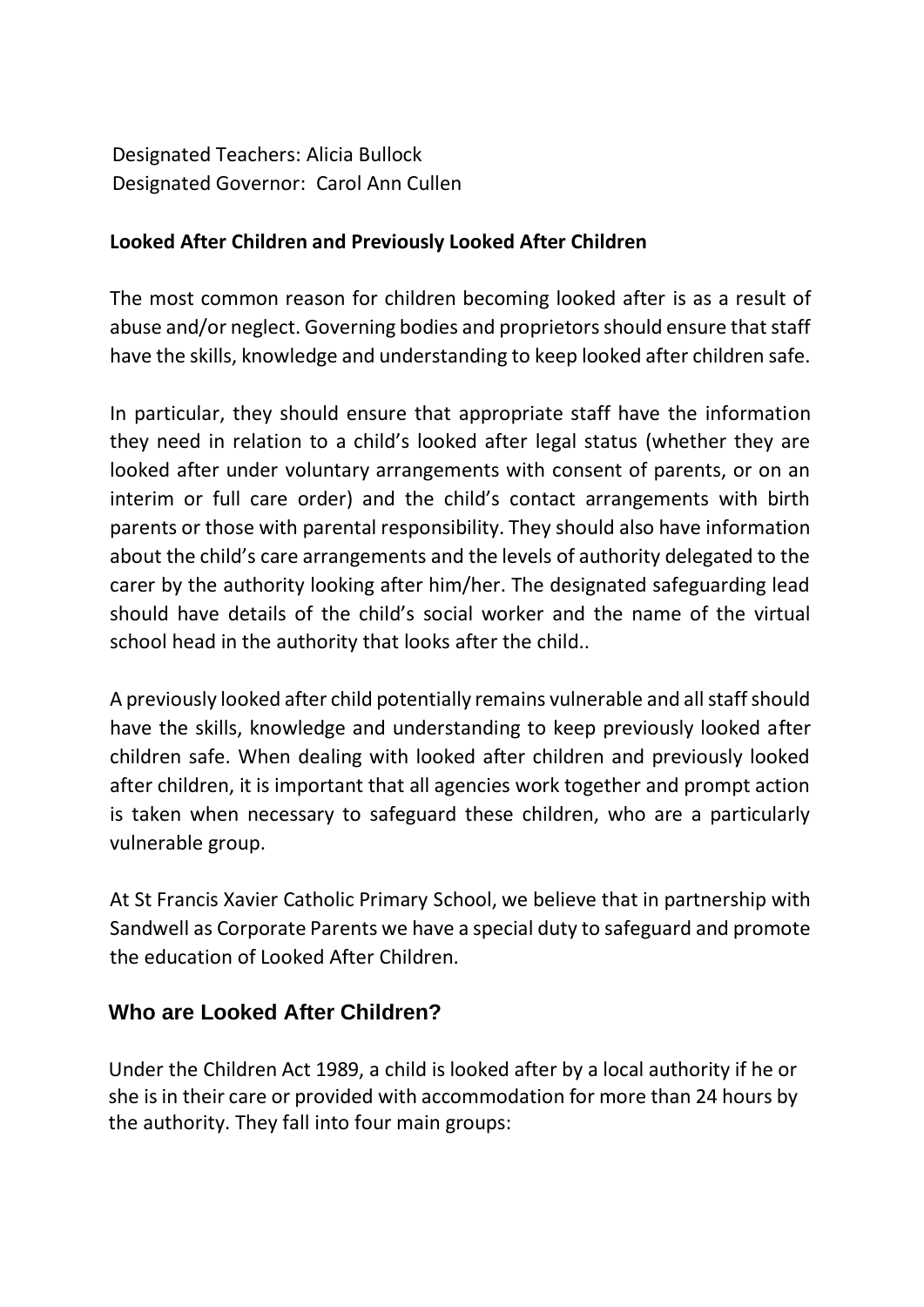Designated Teachers: Alicia Bullock
Designated Governor: Carol Ann Cullen

**Looked After Children and Previously Looked After Children**

The most common reason for children becoming looked after is as a result of abuse and/or neglect. Governing bodies and proprietors should ensure that staff have the skills, knowledge and understanding to keep looked after children safe.

In particular, they should ensure that appropriate staff have the information they need in relation to a child's looked after legal status (whether they are looked after under voluntary arrangements with consent of parents, or on an interim or full care order) and the child's contact arrangements with birth parents or those with parental responsibility. They should also have information about the child's care arrangements and the levels of authority delegated to the carer by the authority looking after him/her. The designated safeguarding lead should have details of the child's social worker and the name of the virtual school head in the authority that looks after the child..

A previously looked after child potentially remains vulnerable and all staff should have the skills, knowledge and understanding to keep previously looked after children safe. When dealing with looked after children and previously looked after children, it is important that all agencies work together and prompt action is taken when necessary to safeguard these children, who are a particularly vulnerable group.

At St Francis Xavier Catholic Primary School, we believe that in partnership with Sandwell as Corporate Parents we have a special duty to safeguard and promote the education of Looked After Children.

## Who are Looked After Children?

Under the Children Act 1989, a child is looked after by a local authority if he or she is in their care or provided with accommodation for more than 24 hours by the authority. They fall into four main groups: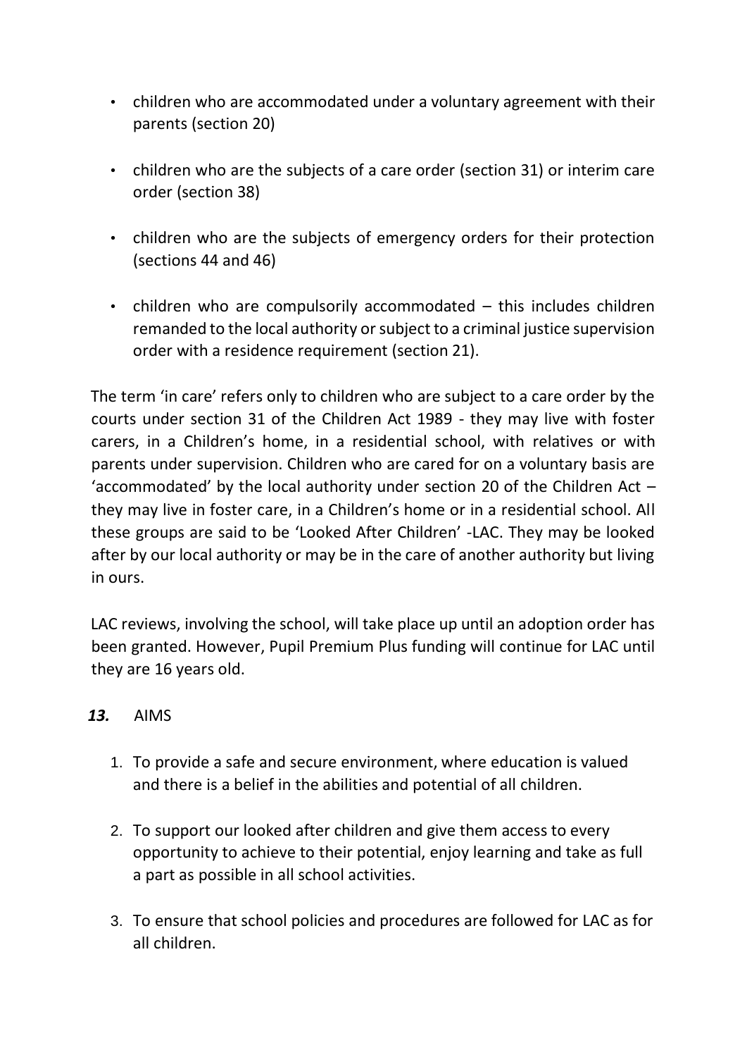- children who are accommodated under a voluntary agreement with their parents (section 20)
- children who are the subjects of a care order (section 31) or interim care order (section 38)
- children who are the subjects of emergency orders for their protection (sections 44 and 46)
- children who are compulsorily accommodated – this includes children remanded to the local authority or subject to a criminal justice supervision order with a residence requirement (section 21).

The term 'in care' refers only to children who are subject to a care order by the courts under section 31 of the Children Act 1989 - they may live with foster carers, in a Children's home, in a residential school, with relatives or with parents under supervision. Children who are cared for on a voluntary basis are 'accommodated' by the local authority under section 20 of the Children Act – they may live in foster care, in a Children's home or in a residential school. All these groups are said to be 'Looked After Children' -LAC. They may be looked after by our local authority or may be in the care of another authority but living in ours.

LAC reviews, involving the school, will take place up until an adoption order has been granted. However, Pupil Premium Plus funding will continue for LAC until they are 16 years old.

## ***13.*** AIMS

1. To provide a safe and secure environment, where education is valued and there is a belief in the abilities and potential of all children.
2. To support our looked after children and give them access to every opportunity to achieve to their potential, enjoy learning and take as full a part as possible in all school activities.
3. To ensure that school policies and procedures are followed for LAC as for all children.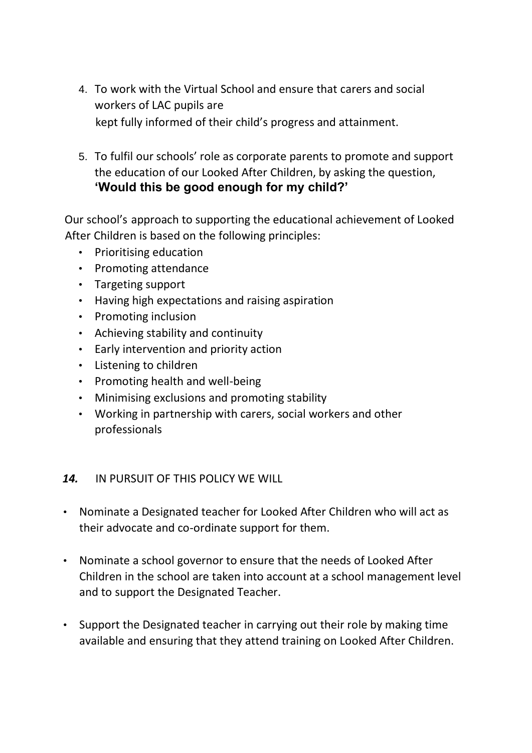4. To work with the Virtual School and ensure that carers and social workers of LAC pupils are kept fully informed of their child's progress and attainment.

5. To fulfil our schools' role as corporate parents to promote and support the education of our Looked After Children, by asking the question, **'Would this be good enough for my child?'**

Our school's approach to supporting the educational achievement of Looked After Children is based on the following principles:

- Prioritising education
- Promoting attendance
- Targeting support
- Having high expectations and raising aspiration
- Promoting inclusion
- Achieving stability and continuity
- Early intervention and priority action
- Listening to children
- Promoting health and well-being
- Minimising exclusions and promoting stability
- Working in partnership with carers, social workers and other professionals

## ***14.*** IN PURSUIT OF THIS POLICY WE WILL

- Nominate a Designated teacher for Looked After Children who will act as their advocate and co-ordinate support for them.

- Nominate a school governor to ensure that the needs of Looked After Children in the school are taken into account at a school management level and to support the Designated Teacher.

- Support the Designated teacher in carrying out their role by making time available and ensuring that they attend training on Looked After Children.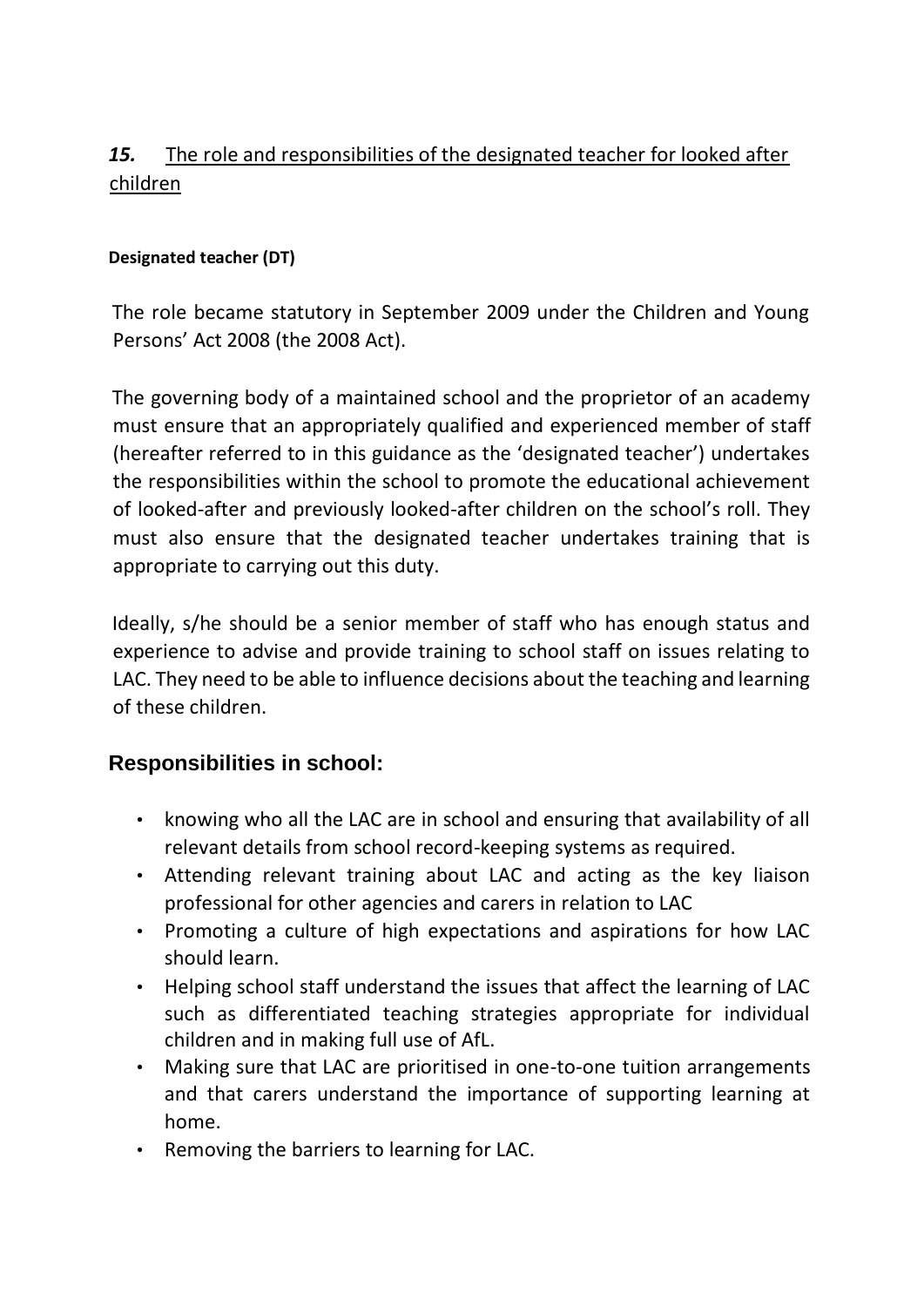## ***15.*** The role and responsibilities of the designated teacher for looked after children

**Designated teacher (DT)**

The role became statutory in September 2009 under the Children and Young Persons' Act 2008 (the 2008 Act).

The governing body of a maintained school and the proprietor of an academy must ensure that an appropriately qualified and experienced member of staff (hereafter referred to in this guidance as the 'designated teacher') undertakes the responsibilities within the school to promote the educational achievement of looked-after and previously looked-after children on the school's roll. They must also ensure that the designated teacher undertakes training that is appropriate to carrying out this duty.

Ideally, s/he should be a senior member of staff who has enough status and experience to advise and provide training to school staff on issues relating to LAC. They need to be able to influence decisions about the teaching and learning of these children.

### Responsibilities in school:

- knowing who all the LAC are in school and ensuring that availability of all relevant details from school record-keeping systems as required.
- Attending relevant training about LAC and acting as the key liaison professional for other agencies and carers in relation to LAC
- Promoting a culture of high expectations and aspirations for how LAC should learn.
- Helping school staff understand the issues that affect the learning of LAC such as differentiated teaching strategies appropriate for individual children and in making full use of AfL.
- Making sure that LAC are prioritised in one-to-one tuition arrangements and that carers understand the importance of supporting learning at home.
- Removing the barriers to learning for LAC.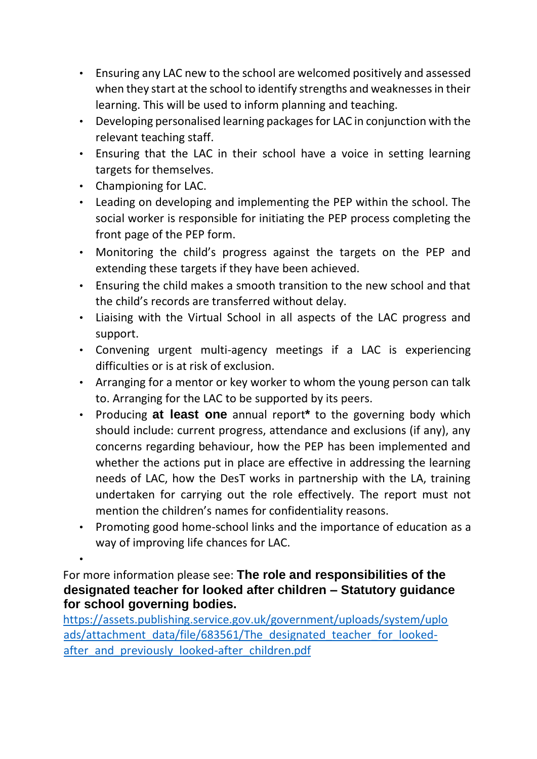- Ensuring any LAC new to the school are welcomed positively and assessed when they start at the school to identify strengths and weaknesses in their learning. This will be used to inform planning and teaching.
- Developing personalised learning packages for LAC in conjunction with the relevant teaching staff.
- Ensuring that the LAC in their school have a voice in setting learning targets for themselves.
- Championing for LAC.
- Leading on developing and implementing the PEP within the school. The social worker is responsible for initiating the PEP process completing the front page of the PEP form.
- Monitoring the child's progress against the targets on the PEP and extending these targets if they have been achieved.
- Ensuring the child makes a smooth transition to the new school and that the child's records are transferred without delay.
- Liaising with the Virtual School in all aspects of the LAC progress and support.
- Convening urgent multi-agency meetings if a LAC is experiencing difficulties or is at risk of exclusion.
- Arranging for a mentor or key worker to whom the young person can talk to. Arranging for the LAC to be supported by its peers.
- Producing **at least one** annual report**\*** to the governing body which should include: current progress, attendance and exclusions (if any), any concerns regarding behaviour, how the PEP has been implemented and whether the actions put in place are effective in addressing the learning needs of LAC, how the DesT works in partnership with the LA, training undertaken for carrying out the role effectively. The report must not mention the children's names for confidentiality reasons.
- Promoting good home-school links and the importance of education as a way of improving life chances for LAC.

For more information please see: **The role and responsibilities of the designated teacher for looked after children – Statutory guidance for school governing bodies.**
[https://assets.publishing.service.gov.uk/government/uploads/system/uploads/attachment_data/file/683561/The_designated_teacher_for_looked-after_and_previously_looked-after_children.pdf](https://assets.publishing.service.gov.uk/government/uploads/system/uploads/attachment_data/file/683561/The_designated_teacher_for_looked-after_and_previously_looked-after_children.pdf)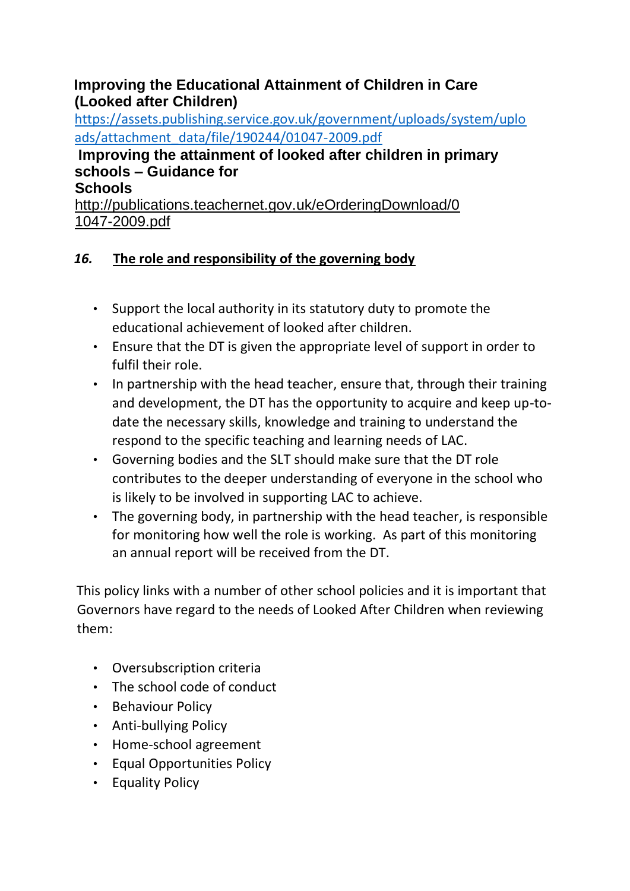**Improving the Educational Attainment of Children in Care (Looked after Children)**

[https://assets.publishing.service.gov.uk/government/uploads/system/uploads/attachment_data/file/190244/01047-2009.pdf](https://assets.publishing.service.gov.uk/government/uploads/system/uploads/attachment_data/file/190244/01047-2009.pdf)

**Improving the attainment of looked after children in primary schools – Guidance for Schools**

[http://publications.teachernet.gov.uk/eOrderingDownload/01047-2009.pdf](http://publications.teachernet.gov.uk/eOrderingDownload/01047-2009.pdf)

## *16.* The role and responsibility of the governing body

- Support the local authority in its statutory duty to promote the educational achievement of looked after children.
- Ensure that the DT is given the appropriate level of support in order to fulfil their role.
- In partnership with the head teacher, ensure that, through their training and development, the DT has the opportunity to acquire and keep up-to-date the necessary skills, knowledge and training to understand the respond to the specific teaching and learning needs of LAC.
- Governing bodies and the SLT should make sure that the DT role contributes to the deeper understanding of everyone in the school who is likely to be involved in supporting LAC to achieve.
- The governing body, in partnership with the head teacher, is responsible for monitoring how well the role is working. As part of this monitoring an annual report will be received from the DT.

This policy links with a number of other school policies and it is important that Governors have regard to the needs of Looked After Children when reviewing them:

- Oversubscription criteria
- The school code of conduct
- Behaviour Policy
- Anti-bullying Policy
- Home-school agreement
- Equal Opportunities Policy
- Equality Policy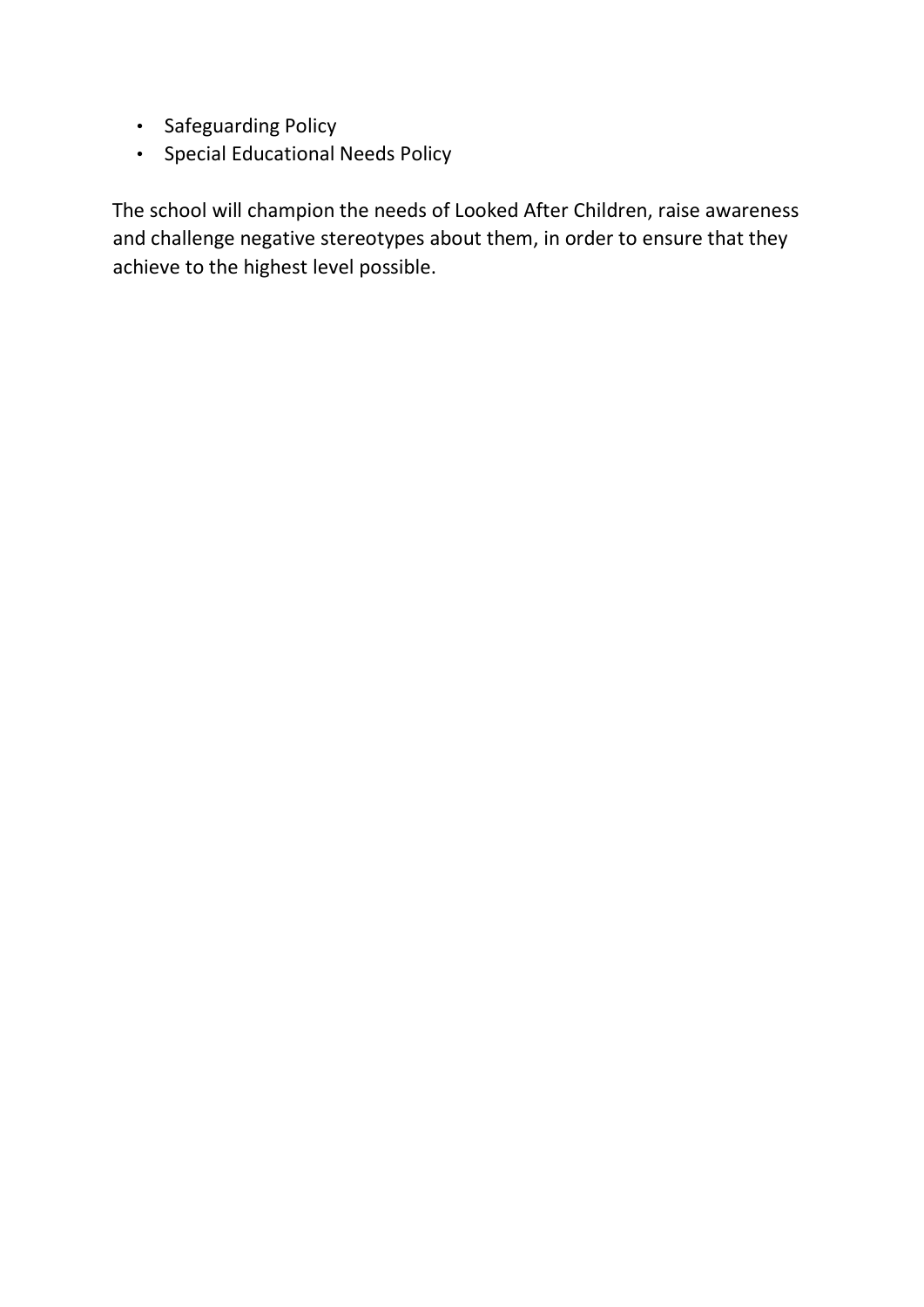- Safeguarding Policy
- Special Educational Needs Policy

The school will champion the needs of Looked After Children, raise awareness and challenge negative stereotypes about them, in order to ensure that they achieve to the highest level possible.